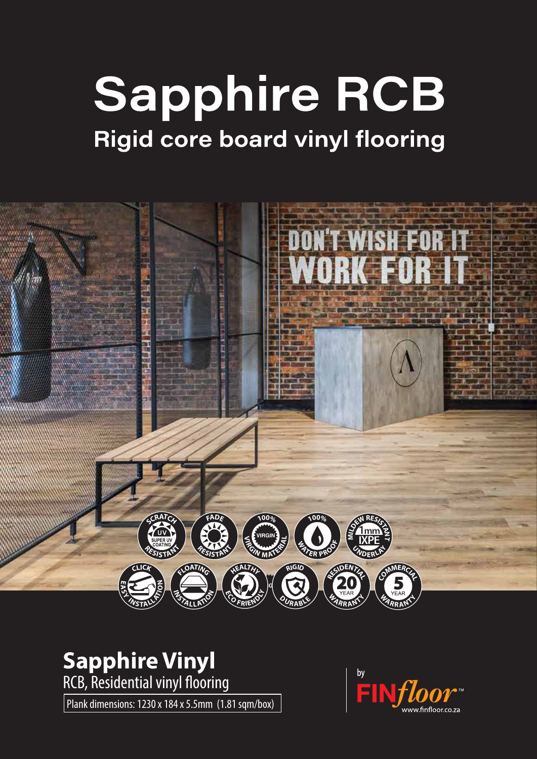# Sapphire RCB

## Rigid core board vinyl flooring

- Scratch Resistant (Super UV Coating)
- Fade Resistant
- 100% Virgin Material
- 100% Water Proof
- Mildew Resistant 1mm IXPE Underlay
- Click Easy Installation
- Floating Installation
- Healthy Eco Friendly
- Rigid Durable
- Residential 20 Year Warranty
- Commercial 5 Year Warranty

## Sapphire Vinyl

RCB, Residential vinyl flooring

Plank dimensions: 1230 x 184 x 5.5mm (1.81 sqm/box)

by FINfloor™
www.finfloor.co.za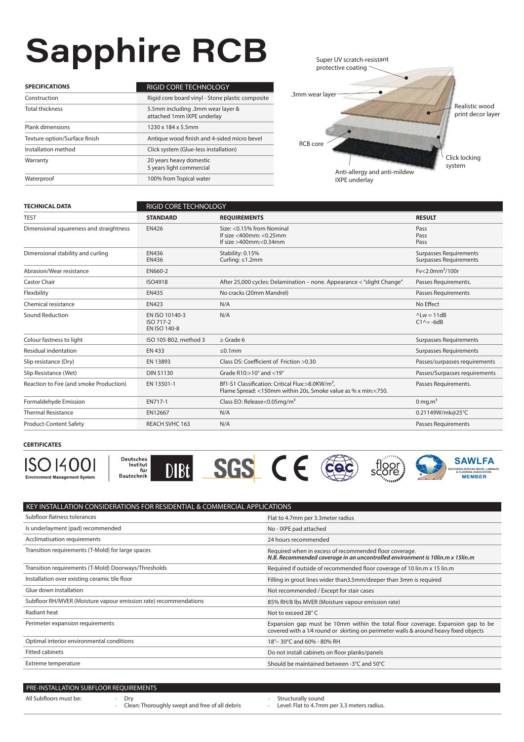# Sapphire RCB

| SPECIFICATIONS | RIGID CORE TECHNOLOGY |
|---|---|
| Construction | Rigid core board vinyl - Stone plastic composite |
| Total thickness | 5.5mm including .3mm wear layer & attached 1mm IXPE underlay |
| Plank dimensions | 1230 x 184 x 5.5mm |
| Texture option/Surface finish | Antique wood finish and 4-sided micro bevel |
| Installation method | Click system (Glue-less installation) |
| Warranty | 20 years heavy domestic<br>5 years light commercial |
| Waterproof | 100% from Topical water |

Super UV scratch-resistant protective coating

.3mm wear layer

Realistic wood print decor layer

RCB core

Click locking system

Anti-allergy and anti-mildew IXPE underlay

| TECHNICAL DATA | RIGID CORE TECHNOLOGY | | |
|---|---|---|---|
| TEST | STANDARD | REQUIREMENTS | RESULT |
| Dimensional squareness and straightness | EN426 | Size: <0.15% from Nominal<br>If size <400mm: <0.25mm<br>If size >400mm:<0.34mm | Pass<br>Pass<br>Pass |
| Dimensional stability and curling | EN436<br>EN436 | Stability: 0.15%<br>Curling: ≤1.2mm | Surpasses Requirements<br>Surpasses Requirements |
| Abrasion/Wear resistance | EN660-2 | | Fv<2.0mm³/100r |
| Castor Chair | ISO4918 | After 25,000 cycles: Delamination – none. Appearance < "slight Change" | Passes Requirements. |
| Flexibility | EN435 | No cracks (20mm Mandrel) | Passes Requirements |
| Chemical resistance | EN423 | N/A | No Effect |
| Sound Reduction | EN ISO 10140-3<br>ISO 717-2<br>EN ISO 140-8 | N/A | ^Lw = 11dB<br>C1^= -6dB |
| Colour fastness to light | ISO 105-B02, method 3 | ≥ Grade 6 | Surpasses Requirements |
| Residual indentation | EN 433 | ≤0.1mm | Surpasses Requirements |
| Slip resistance (Dry) | EN 13893 | Class DS: Coefficient of Friction >0.30 | Passes/surpasses requirements |
| Slip Resistance (Wet) | DIN 51130 | Grade R10:>10° and <19° | Passes/Surpasses requirements |
| Reaction to Fire (and smoke Production) | EN 13501-1 | Bf1-S1 Classification: Critical Flux:>8.0KW/m², Flame Spread: <150mm within 20s, Smoke value as % x min:<750. | Passes Requirements. |
| Formaldehyde Emission | EN717-1 | Class EO: Release<0.05mg/m³ | 0 mg.m³ |
| Thermal Resistance | EN12667 | N/A | 0.21149W/mk@25°C |
| Product-Content Safety | REACH SVHC 163 | N/A | Passes Requirements |

**CERTIFICATES**

ISO 14001 Environmental Management System · Deutsches Institut für Bautechnik DIBt · SGS · CE · CQC · floor score · SAWLFA Southern African Wood, Laminate & Flooring Association Member

| KEY INSTALLATION CONSIDERATIONS FOR RESIDENTIAL & COMMERCIAL APPLICATIONS | |
|---|---|
| Subfloor flatness tolerances | Flat to 4.7mm per 3.3meter radius |
| Is underlayment (pad) recommended | No - IXPE pad attached |
| Acclimatisation requirements | 24 hours recommended |
| Transition requirements (T-Mold) for large spaces | Required when in excess of recommended floor coverage.<br>***N.B. Recommended coverage in an uncontrolled environment is 10lin.m x 15lin.m*** |
| Transition requirements (T-Mold) Doorways/Thresholds | Required if outside of recommended floor coverage of 10 lin.m x 15 lin.m |
| Installation over existing ceramic tile floor | Filling in grout lines wider than3.5mm/deeper than 3mm is required |
| Glue down installation | Not recommended / Except for stair cases |
| Subfloor RH/MVER (Moisture vapour emission rate) recommendations | 85% RH/8 lbs MVER (Moisture vapour emission rate) |
| Radiant heat | Not to exceed 28° C |
| Perimeter expansion requirements | Expansion gap must be 10mm within the total floor coverage. Expansion gap to be covered with a 1⁄4 round or skirting on perimeter walls & around heavy fixed objects |
| Optimal interior environmental conditions | 18°– 30°C and 60% - 80% RH |
| Fitted cabinets | Do not install cabinets on floor planks/panels |
| Extreme temperature | Should be maintained between -3°C and 50°C |

## PRE-INSTALLATION SUBFLOOR REQUIREMENTS

All Subfloors must be:

- Dry
- Clean: Thoroughly swept and free of all debris
- Structurally sound
- Level: Flat to 4.7mm per 3.3 meters radius.